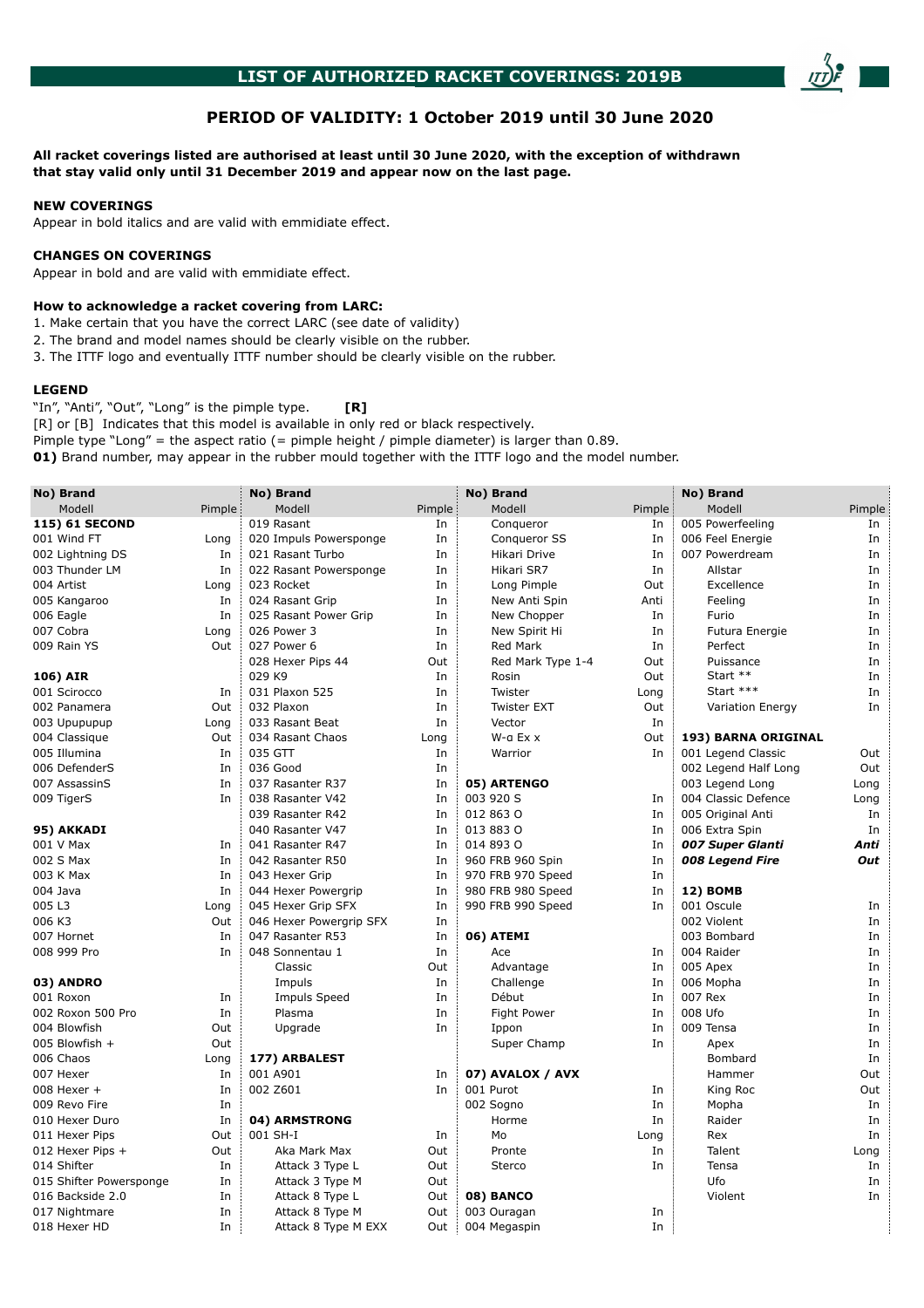# LIST OF AUTHORIZED RACKET COVERINGS: 2019B

## PERIOD OF VALIDITY: 1 October 2019 until 30 June 2020

**All racket coverings listed are authorised at least until 30 June 2020, with the exception of withdrawn that stay valid only until 31 December 2019 and appear now on the last page.**

**NEW COVERINGS**
Appear in bold italics and are valid with emmidiate effect.

**CHANGES ON COVERINGS**
Appear in bold and are valid with emmidiate effect.

**How to acknowledge a racket covering from LARC:**
1. Make certain that you have the correct LARC (see date of validity)
2. The brand and model names should be clearly visible on the rubber.
3. The ITTF logo and eventually ITTF number should be clearly visible on the rubber.

**LEGEND**
"In", "Anti", "Out", "Long" is the pimple type. **[R]**
[R] or [B] Indicates that this model is available in only red or black respectively.
Pimple type "Long" = the aspect ratio (= pimple height / pimple diameter) is larger than 0.89.
**01)** Brand number, may appear in the rubber mould together with the ITTF logo and the model number.

| No) Brand / Modell | Pimple |
|---|---|
| **115) 61 SECOND** | |
| 001 Wind FT | Long |
| 002 Lightning DS | In |
| 003 Thunder LM | In |
| 004 Artist | Long |
| 005 Kangaroo | In |
| 006 Eagle | In |
| 007 Cobra | Long |
| 009 Rain YS | Out |
| **106) AIR** | |
| 001 Scirocco | In |
| 002 Panamera | Out |
| 003 Upupupup | Long |
| 004 Classique | Out |
| 005 Illumina | In |
| 006 DefenderS | In |
| 007 AssassinS | In |
| 009 TigerS | In |
| **95) AKKADI** | |
| 001 V Max | In |
| 002 S Max | In |
| 003 K Max | In |
| 004 Java | In |
| 005 L3 | Long |
| 006 K3 | Out |
| 007 Hornet | In |
| 008 999 Pro | In |
| **03) ANDRO** | |
| 001 Roxon | In |
| 002 Roxon 500 Pro | In |
| 004 Blowfish | Out |
| 005 Blowfish + | Out |
| 006 Chaos | Long |
| 007 Hexer | In |
| 008 Hexer + | In |
| 009 Revo Fire | In |
| 010 Hexer Duro | In |
| 011 Hexer Pips | Out |
| 012 Hexer Pips + | Out |
| 014 Shifter | In |
| 015 Shifter Powersponge | In |
| 016 Backside 2.0 | In |
| 017 Nightmare | In |
| 018 Hexer HD | In |
| 019 Rasant | In |
| 020 Impuls Powersponge | In |
| 021 Rasant Turbo | In |
| 022 Rasant Powersponge | In |
| 023 Rocket | In |
| 024 Rasant Grip | In |
| 025 Rasant Power Grip | In |
| 026 Power 3 | In |
| 027 Power 6 | In |
| 028 Hexer Pips 44 | Out |
| 029 K9 | In |
| 031 Plaxon 525 | In |
| 032 Plaxon | In |
| 033 Rasant Beat | In |
| 034 Rasant Chaos | Long |
| 035 GTT | In |
| 036 Good | In |
| 037 Rasanter R37 | In |
| 038 Rasanter V42 | In |
| 039 Rasanter R42 | In |
| 040 Rasanter V47 | In |
| 041 Rasanter R47 | In |
| 042 Rasanter R50 | In |
| 043 Hexer Grip | In |
| 044 Hexer Powergrip | In |
| 045 Hexer Grip SFX | In |
| 046 Hexer Powergrip SFX | In |
| 047 Rasanter R53 | In |
| 048 Sonnentau 1 | In |
| Classic | Out |
| Impuls | In |
| Impuls Speed | In |
| Plasma | In |
| Upgrade | In |
| **177) ARBALEST** | |
| 001 A901 | In |
| 002 Z601 | In |
| **04) ARMSTRONG** | |
| 001 SH-I | In |
| Aka Mark Max | Out |
| Attack 3 Type L | Out |
| Attack 3 Type M | Out |
| Attack 8 Type L | Out |
| Attack 8 Type M | Out |
| Attack 8 Type M EXX | Out |
| Conqueror | In |
| Conqueror SS | In |
| Hikari Drive | In |
| Hikari SR7 | In |
| Long Pimple | Out |
| New Anti Spin | Anti |
| New Chopper | In |
| New Spirit Hi | In |
| Red Mark | In |
| Red Mark Type 1-4 | Out |
| Rosin | Out |
| Twister | Long |
| Twister EXT | Out |
| Vector | In |
| W-α Ex x | Out |
| Warrior | In |
| **05) ARTENGO** | |
| 003 920 S | In |
| 012 863 O | In |
| 013 883 O | In |
| 014 893 O | In |
| 960 FRB 960 Spin | In |
| 970 FRB 970 Speed | In |
| 980 FRB 980 Speed | In |
| 990 FRB 990 Speed | In |
| **06) ATEMI** | |
| Ace | In |
| Advantage | In |
| Challenge | In |
| Début | In |
| Fight Power | In |
| Ippon | In |
| Super Champ | In |
| **07) AVALOX / AVX** | |
| 001 Purot | In |
| 002 Sogno | In |
| Horme | In |
| Mo | Long |
| Pronte | In |
| Sterco | In |
| **08) BANCO** | |
| 003 Ouragan | In |
| 004 Megaspin | In |
| 005 Powerfeeling | In |
| 006 Feel Energie | In |
| 007 Powerdream | In |
| Allstar | In |
| Excellence | In |
| Feeling | In |
| Furio | In |
| Futura Energie | In |
| Perfect | In |
| Puissance | In |
| Start ** | In |
| Start *** | In |
| Variation Energy | In |
| **193) BARNA ORIGINAL** | |
| 001 Legend Classic | Out |
| 002 Legend Half Long | Out |
| 003 Legend Long | Long |
| 004 Classic Defence | Long |
| 005 Original Anti | In |
| 006 Extra Spin | In |
| ***007 Super Glanti*** | ***Anti*** |
| ***008 Legend Fire*** | ***Out*** |
| **12) BOMB** | |
| 001 Oscule | In |
| 002 Violent | In |
| 003 Bombard | In |
| 004 Raider | In |
| 005 Apex | In |
| 006 Mopha | In |
| 007 Rex | In |
| 008 Ufo | In |
| 009 Tensa | In |
| Apex | In |
| Bombard | In |
| Hammer | Out |
| King Roc | Out |
| Mopha | In |
| Raider | In |
| Rex | In |
| Talent | Long |
| Tensa | In |
| Ufo | In |
| Violent | In |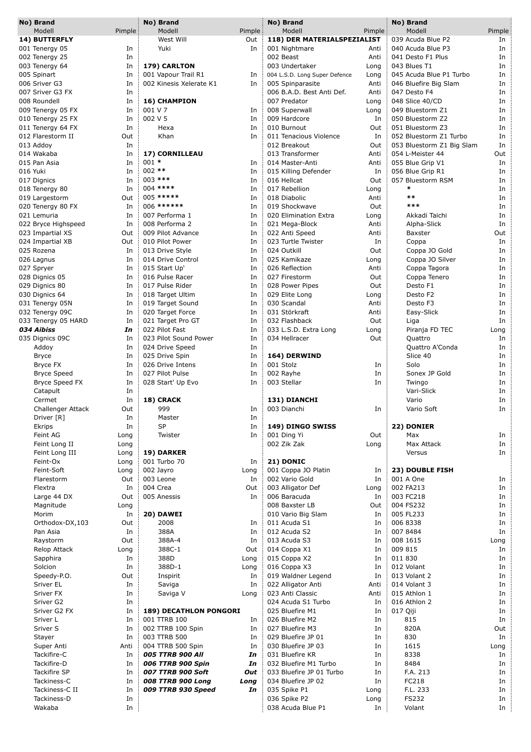| No) Brand Modell | Pimple |
|---|---|
| **14) BUTTERFLY** | |
| 001 Tenergy 05 | In |
| 002 Tenergy 25 | In |
| 003 Tenergy 64 | In |
| 005 Spinart | In |
| 006 Sriver G3 | In |
| 007 Sriver G3 FX | In |
| 008 Roundell | In |
| 009 Tenergy 05 FX | In |
| 010 Tenergy 25 FX | In |
| 011 Tenergy 64 FX | In |
| 012 Flarestorm II | Out |
| 013 Addoy | In |
| 014 Wakaba | In |
| 015 Pan Asia | In |
| 016 Yuki | In |
| 017 Dignics | In |
| 018 Tenergy 80 | In |
| 019 Largestorm | Out |
| 020 Tenergy 80 FX | In |
| 021 Lemuria | In |
| 022 Bryce Highspeed | In |
| 023 Impartial XS | Out |
| 024 Impartial XB | Out |
| 025 Rozena | In |
| 026 Lagnus | In |
| 027 Spryer | In |
| 028 Dignics 05 | In |
| 029 Dignics 80 | In |
| 030 Dignics 64 | In |
| 031 Tenergy 05N | In |
| 032 Tenergy 09C | In |
| 033 Tenergy 05 HARD | In |
| ***034 Aibiss*** | ***In*** |
| 035 Dignics 09C | In |
| Addoy | In |
| Bryce | In |
| Bryce FX | In |
| Bryce Speed | In |
| Bryce Speed FX | In |
| Catapult | In |
| Cermet | In |
| Challenger Attack | Out |
| Driver [R] | In |
| Ekrips | In |
| Feint AG | Long |
| Feint Long II | Long |
| Feint Long III | Long |
| Feint-Ox | Long |
| Feint-Soft | Long |
| Flarestorm | Out |
| Flextra | In |
| Large 44 DX | Out |
| Magnitude | Long |
| Morim | In |
| Orthodox-DX,103 | Out |
| Pan Asia | In |
| Raystorm | Out |
| Relop Attack | Long |
| Sapphira | In |
| Solcion | In |
| Speedy-P.O. | Out |
| Sriver EL | In |
| Sriver FX | In |
| Sriver G2 | In |
| Sriver G2 FX | In |
| Sriver L | In |
| Sriver S | In |
| Stayer | In |
| Super Anti | Anti |
| Tackifire-C | In |
| Tackifire-D | In |
| Tackifire SP | In |
| Tackiness-C | In |
| Tackiness-C II | In |
| Tackiness-D | In |
| Wakaba | In |
| West Will | Out |
| Yuki | In |
| **179) CARLTON** | |
| 001 Vapour Trail R1 | In |
| 002 Kinesis Xelerate K1 | In |
| **16) CHAMPION** | |
| 001 V 7 | In |
| 002 V 5 | In |
| Hexa | In |
| Khan | In |
| **17) CORNILLEAU** | |
| 001 * | In |
| 002 ** | In |
| 003 *** | In |
| 004 **** | In |
| 005 ***** | In |
| 006 ****** | In |
| 007 Performa 1 | In |
| 008 Performa 2 | In |
| 009 Pilot Advance | In |
| 010 Pilot Power | In |
| 013 Drive Style | In |
| 014 Drive Control | In |
| 015 Start Up' | In |
| 016 Pulse Racer | In |
| 017 Pulse Rider | In |
| 018 Target Ultim | In |
| 019 Target Sound | In |
| 020 Target Force | In |
| 021 Target Pro GT | In |
| 022 Pilot Fast | In |
| 023 Pilot Sound Power | In |
| 024 Drive Speed | In |
| 025 Drive Spin | In |
| 026 Drive Intens | In |
| 027 Pilot Pulse | In |
| 028 Start' Up Evo | In |
| **18) CRACK** | |
| 999 | In |
| Master | In |
| SP | In |
| Twister | In |
| **19) DARKER** | |
| 001 Turbo 70 | In |
| 002 Jayro | Long |
| 003 Leone | In |
| 004 Crea | Out |
| 005 Anessis | In |
| **20) DAWEI** | |
| 2008 | In |
| 388A | In |
| 388A-4 | In |
| 388C-1 | Out |
| 388D | Long |
| 388D-1 | Long |
| Inspirit | In |
| Saviga | In |
| Saviga V | Long |
| **189) DECATHLON PONGORI** | |
| 001 TTRB 100 | In |
| 002 TTRB 100 Spin | In |
| 003 TTRB 500 | In |
| 004 TTRB 500 Spin | In |
| ***005 TTRB 900 All*** | ***In*** |
| ***006 TTRB 900 Spin*** | ***In*** |
| ***007 TTRB 900 Soft*** | ***Out*** |
| ***008 TTRB 900 Long*** | ***Long*** |
| ***009 TTRB 930 Speed*** | ***In*** |
| **118) DER MATERIALSPEZIALIST** | |
| 001 Nightmare | Anti |
| 002 Beast | Anti |
| 003 Undertaker | Long |
| 004 L.S.D. Long Super Defence | Long |
| 005 Spinparasite | Anti |
| 006 B.A.D. Best Anti Def. | Anti |
| 007 Predator | Long |
| 008 Superwall | Long |
| 009 Hardcore | In |
| 010 Burnout | Out |
| 011 Tenacious Violence | In |
| 012 Breakout | Out |
| 013 Transformer | Anti |
| 014 Master-Anti | Anti |
| 015 Killing Defender | In |
| 016 Hellcat | Out |
| 017 Rebellion | Long |
| 018 Diabolic | Anti |
| 019 Shockwave | Out |
| 020 Elimination Extra | Long |
| 021 Mega-Block | Anti |
| 022 Anti Speed | Anti |
| 023 Turtle Twister | In |
| 024 Outkill | Out |
| 025 Kamikaze | Long |
| 026 Reflection | Anti |
| 027 Firestorm | Out |
| 028 Power Pipes | Out |
| 029 Elite Long | Long |
| 030 Scandal | Anti |
| 031 Störkraft | Anti |
| 032 Flashback | Out |
| 033 L.S.D. Extra Long | Long |
| 034 Hellracer | Out |
| **164) DERWIND** | |
| 001 Stolz | In |
| 002 Rayhe | In |
| 003 Stellar | In |
| **131) DIANCHI** | |
| 003 Dianchi | In |
| **149) DINGO SWISS** | |
| 001 Ding Yi | Out |
| 002 Zik Zak | Long |
| **21) DONIC** | |
| 001 Coppa JO Platin | In |
| 002 Vario Gold | In |
| 003 Alligator Def | Long |
| 006 Baracuda | In |
| 008 Baxster LB | Out |
| 010 Vario Big Slam | In |
| 011 Acuda S1 | In |
| 012 Acuda S2 | In |
| 013 Acuda S3 | In |
| 014 Coppa X1 | In |
| 015 Coppa X2 | In |
| 016 Coppa X3 | In |
| 019 Waldner Legend | In |
| 022 Alligator Anti | Anti |
| 023 Anti Classic | Anti |
| 024 Acuda S1 Turbo | In |
| 025 Bluefire M1 | In |
| 026 Bluefire M2 | In |
| 027 Bluefire M3 | In |
| 029 Bluefire JP 01 | In |
| 030 Bluefire JP 03 | In |
| 031 Bluefire KR | In |
| 032 Bluefire M1 Turbo | In |
| 033 Bluefire JP 01 Turbo | In |
| 034 Bluefire JP 02 | In |
| 035 Spike P1 | Long |
| 036 Spike P2 | Long |
| 038 Acuda Blue P1 | In |
| 039 Acuda Blue P2 | In |
| 040 Acuda Blue P3 | In |
| 041 Desto F1 Plus | In |
| 043 Blues T1 | In |
| 045 Acuda Blue P1 Turbo | In |
| 046 Bluefire Big Slam | In |
| 047 Desto F4 | In |
| 048 Slice 40/CD | In |
| 049 Bluestorm Z1 | In |
| 050 Bluestorm Z2 | In |
| 051 Bluestorm Z3 | In |
| 052 Bluestorm Z1 Turbo | In |
| 053 Bluestorm Z1 Big Slam | In |
| 054 L-Meister 44 | Out |
| 055 Blue Grip V1 | In |
| 056 Blue Grip R1 | In |
| 057 Bluestorm RSM | In |
| * | In |
| ** | In |
| *** | In |
| Akkadi Taichi | In |
| Alpha-Slick | In |
| Baxster | Out |
| Coppa | In |
| Coppa JO Gold | In |
| Coppa JO Silver | In |
| Coppa Tagora | In |
| Coppa Tenero | In |
| Desto F1 | In |
| Desto F2 | In |
| Desto F3 | In |
| Easy-Slick | In |
| Liga | In |
| Piranja FD TEC | Long |
| Quattro | In |
| Quattro A'Conda | In |
| Slice 40 | In |
| Solo | In |
| Sonex JP Gold | In |
| Twingo | In |
| Vari-Slick | In |
| Vario | In |
| Vario Soft | In |
| **22) DONIER** | |
| Max | In |
| Max Attack | In |
| Versus | In |
| **23) DOUBLE FISH** | |
| 001 A One | In |
| 002 FA213 | In |
| 003 FC218 | In |
| 004 FS232 | In |
| 005 FL233 | In |
| 006 8338 | In |
| 007 8484 | In |
| 008 1615 | Long |
| 009 815 | In |
| 011 830 | In |
| 012 Volant | In |
| 013 Volant 2 | In |
| 014 Volant 3 | In |
| 015 Athlon 1 | In |
| 016 Athlon 2 | In |
| 017 Qiji | In |
| 815 | In |
| 820A | Out |
| 830 | In |
| 1615 | Long |
| 8338 | In |
| 8484 | In |
| F.A. 213 | In |
| FC218 | In |
| F.L. 233 | In |
| FS232 | In |
| Volant | In |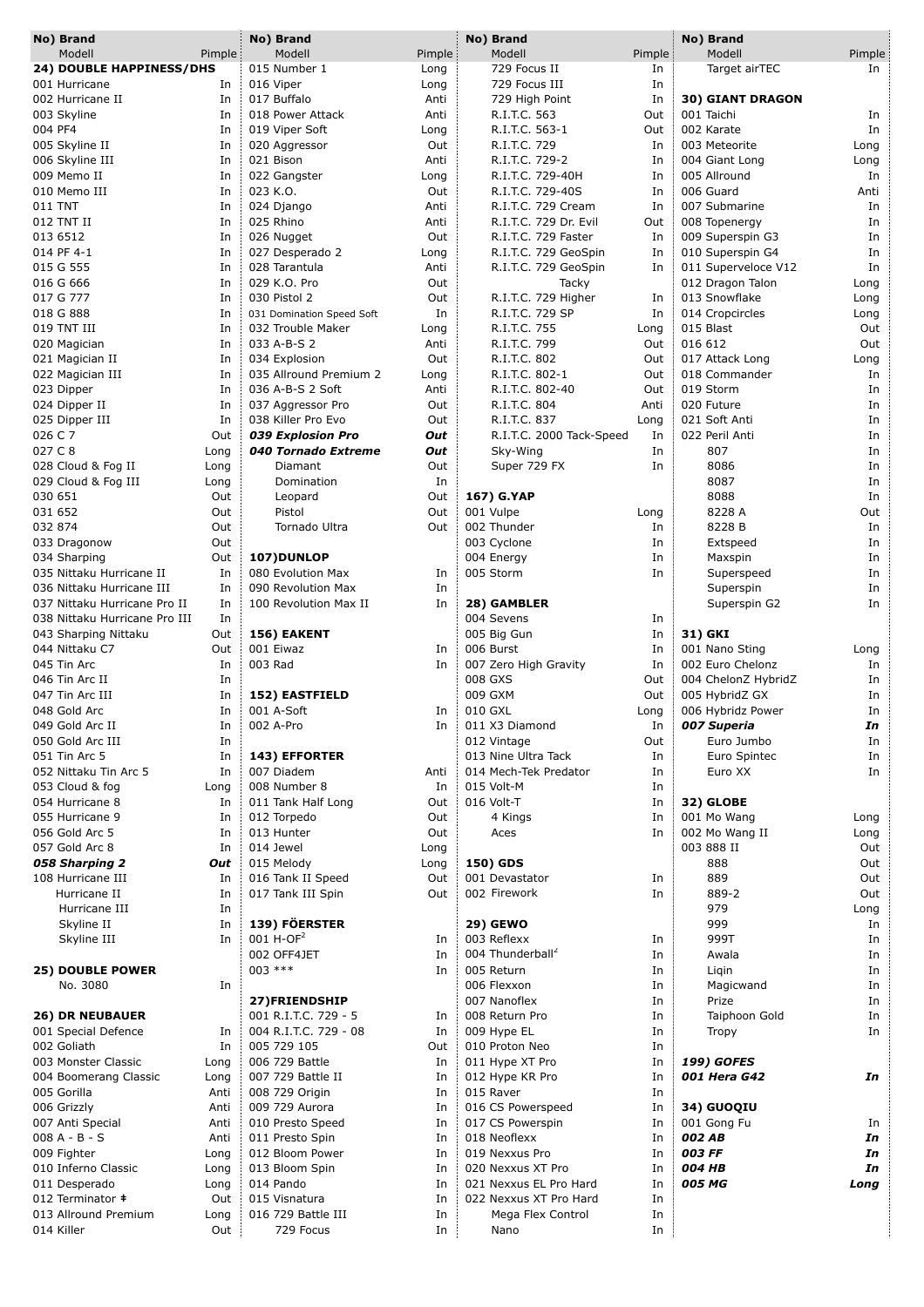| No) Brand Modell | Pimple |
|---|---|
| **24) DOUBLE HAPPINESS/DHS** | |
| 001 Hurricane | In |
| 002 Hurricane II | In |
| 003 Skyline | In |
| 004 PF4 | In |
| 005 Skyline II | In |
| 006 Skyline III | In |
| 009 Memo II | In |
| 010 Memo III | In |
| 011 TNT | In |
| 012 TNT II | In |
| 013 6512 | In |
| 014 PF 4-1 | In |
| 015 G 555 | In |
| 016 G 666 | In |
| 017 G 777 | In |
| 018 G 888 | In |
| 019 TNT III | In |
| 020 Magician | In |
| 021 Magician II | In |
| 022 Magician III | In |
| 023 Dipper | In |
| 024 Dipper II | In |
| 025 Dipper III | In |
| 026 C 7 | Out |
| 027 C 8 | Long |
| 028 Cloud & Fog II | Long |
| 029 Cloud & Fog III | Long |
| 030 651 | Out |
| 031 652 | Out |
| 032 874 | Out |
| 033 Dragonow | Out |
| 034 Sharping | Out |
| 035 Nittaku Hurricane II | In |
| 036 Nittaku Hurricane III | In |
| 037 Nittaku Hurricane Pro II | In |
| 038 Nittaku Hurricane Pro III | In |
| 043 Sharping Nittaku | Out |
| 044 Nittaku C7 | Out |
| 045 Tin Arc | In |
| 046 Tin Arc II | In |
| 047 Tin Arc III | In |
| 048 Gold Arc | In |
| 049 Gold Arc II | In |
| 050 Gold Arc III | In |
| 051 Tin Arc 5 | In |
| 052 Nittaku Tin Arc 5 | In |
| 053 Cloud & fog | Long |
| 054 Hurricane 8 | In |
| 055 Hurricane 9 | In |
| 056 Gold Arc 5 | In |
| 057 Gold Arc 8 | In |
| ***058 Sharping 2*** | ***Out*** |
| 108 Hurricane III | In |
| Hurricane II | In |
| Hurricane III | In |
| Skyline II | In |
| Skyline III | In |
| **25) DOUBLE POWER** | |
| No. 3080 | In |
| **26) DR NEUBAUER** | |
| 001 Special Defence | In |
| 002 Goliath | In |
| 003 Monster Classic | Long |
| 004 Boomerang Classic | Long |
| 005 Gorilla | Anti |
| 006 Grizzly | Anti |
| 007 Anti Special | Anti |
| 008 A - B - S | Anti |
| 009 Fighter | Long |
| 010 Inferno Classic | Long |
| 011 Desperado | Long |
| 012 Terminator ǂ | Out |
| 013 Allround Premium | Long |
| 014 Killer | Out |
| 015 Number 1 | Long |
| 016 Viper | Long |
| 017 Buffalo | Anti |
| 018 Power Attack | Anti |
| 019 Viper Soft | Long |
| 020 Aggressor | Out |
| 021 Bison | Anti |
| 022 Gangster | Long |
| 023 K.O. | Out |
| 024 Django | Anti |
| 025 Rhino | Anti |
| 026 Nugget | Out |
| 027 Desperado 2 | Long |
| 028 Tarantula | Anti |
| 029 K.O. Pro | Out |
| 030 Pistol 2 | Out |
| 031 Domination Speed Soft | In |
| 032 Trouble Maker | Long |
| 033 A-B-S 2 | Anti |
| 034 Explosion | Out |
| 035 Allround Premium 2 | Long |
| 036 A-B-S 2 Soft | Anti |
| 037 Aggressor Pro | Out |
| 038 Killer Pro Evo | Out |
| ***039 Explosion Pro*** | ***Out*** |
| ***040 Tornado Extreme*** | ***Out*** |
| Diamant | Out |
| Domination | In |
| Leopard | Out |
| Pistol | Out |
| Tornado Ultra | Out |
| **107)DUNLOP** | |
| 080 Evolution Max | In |
| 090 Revolution Max | In |
| 100 Revolution Max II | In |
| **156) EAKENT** | |
| 001 Eiwaz | In |
| 003 Rad | In |
| **152) EASTFIELD** | |
| 001 A-Soft | In |
| 002 A-Pro | In |
| **143) EFFORTER** | |
| 007 Diadem | Anti |
| 008 Number 8 | In |
| 011 Tank Half Long | Out |
| 012 Torpedo | Out |
| 013 Hunter | Out |
| 014 Jewel | Long |
| 015 Melody | Long |
| 016 Tank II Speed | Out |
| 017 Tank II Spin | Out |
| **139) FÖERSTER** | |
| 001 H-OF$^2$ | In |
| 002 OFF4JET | In |
| 003 *** | In |
| **27)FRIENDSHIP** | |
| 001 R.I.T.C. 729 - 5 | In |
| 004 R.I.T.C. 729 - 08 | In |
| 005 729 105 | Out |
| 006 729 Battle | In |
| 007 729 Battle II | In |
| 008 729 Origin | In |
| 009 729 Aurora | In |
| 010 Presto Speed | In |
| 011 Presto Spin | In |
| 012 Bloom Power | In |
| 013 Bloom Spin | In |
| 014 Pando | In |
| 015 Visnatura | In |
| 016 729 Battle III | In |
| 729 Focus | In |
| 729 Focus II | In |
| 729 Focus III | In |
| 729 High Point | In |
| R.I.T.C. 563 | Out |
| R.I.T.C. 563-1 | Out |
| R.I.T.C. 729 | In |
| R.I.T.C. 729-2 | In |
| R.I.T.C. 729-40H | In |
| R.I.T.C. 729-40S | In |
| R.I.T.C. 729 Cream | In |
| R.I.T.C. 729 Dr. Evil | Out |
| R.I.T.C. 729 Faster | In |
| R.I.T.C. 729 GeoSpin | In |
| R.I.T.C. 729 GeoSpin Tacky | In |
| R.I.T.C. 729 Higher | In |
| R.I.T.C. 729 SP | In |
| R.I.T.C. 755 | Long |
| R.I.T.C. 799 | Out |
| R.I.T.C. 802 | Out |
| R.I.T.C. 802-1 | Out |
| R.I.T.C. 802-40 | Out |
| R.I.T.C. 804 | Anti |
| R.I.T.C. 837 | Long |
| R.I.T.C. 2000 Tack-Speed | In |
| Sky-Wing | In |
| Super 729 FX | In |
| **167) G.YAP** | |
| 001 Vulpe | Long |
| 002 Thunder | In |
| 003 Cyclone | In |
| 004 Energy | In |
| 005 Storm | In |
| **28) GAMBLER** | |
| 004 Sevens | In |
| 005 Big Gun | In |
| 006 Burst | In |
| 007 Zero High Gravity | In |
| 008 GXS | Out |
| 009 GXM | Out |
| 010 GXL | Long |
| 011 X3 Diamond | In |
| 012 Vintage | Out |
| 013 Nine Ultra Tack | In |
| 014 Mech-Tek Predator | In |
| 015 Volt-M | In |
| 016 Volt-T | In |
| 4 Kings | In |
| Aces | In |
| **150) GDS** | |
| 001 Devastator | In |
| 002 Firework | In |
| **29) GEWO** | |
| 003 Reflexx | In |
| 004 Thunderball$^2$ | In |
| 005 Return | In |
| 006 Flexxon | In |
| 007 Nanoflex | In |
| 008 Return Pro | In |
| 009 Hype EL | In |
| 010 Proton Neo | In |
| 011 Hype XT Pro | In |
| 012 Hype KR Pro | In |
| 015 Raver | In |
| 016 CS Powerspeed | In |
| 017 CS Powerspin | In |
| 018 Neoflexx | In |
| 019 Nexxus Pro | In |
| 020 Nexxus XT Pro | In |
| 021 Nexxus EL Pro Hard | In |
| 022 Nexxus XT Pro Hard | In |
| Mega Flex Control | In |
| Nano | In |
| Target airTEC | In |
| **30) GIANT DRAGON** | |
| 001 Taichi | In |
| 002 Karate | In |
| 003 Meteorite | Long |
| 004 Giant Long | Long |
| 005 Allround | In |
| 006 Guard | Anti |
| 007 Submarine | In |
| 008 Topenergy | In |
| 009 Superspin G3 | In |
| 010 Superspin G4 | In |
| 011 Superveloce V12 | In |
| 012 Dragon Talon | Long |
| 013 Snowflake | Long |
| 014 Cropcircles | Long |
| 015 Blast | Out |
| 016 612 | Out |
| 017 Attack Long | Long |
| 018 Commander | In |
| 019 Storm | In |
| 020 Future | In |
| 021 Soft Anti | In |
| 022 Peril Anti | In |
| 807 | In |
| 8086 | In |
| 8087 | In |
| 8088 | In |
| 8228 A | Out |
| 8228 B | In |
| Extspeed | In |
| Maxspin | In |
| Superspeed | In |
| Superspin | In |
| Superspin G2 | In |
| **31) GKI** | |
| 001 Nano Sting | Long |
| 002 Euro Chelonz | In |
| 004 ChelonZ HybridZ | In |
| 005 HybridZ GX | In |
| 006 Hybridz Power | In |
| ***007 Superia*** | ***In*** |
| Euro Jumbo | In |
| Euro Spintec | In |
| Euro XX | In |
| **32) GLOBE** | |
| 001 Mo Wang | Long |
| 002 Mo Wang II | Long |
| 003 888 II | Out |
| 888 | Out |
| 889 | Out |
| 889-2 | Out |
| 979 | Long |
| 999 | In |
| 999T | In |
| Awala | In |
| Liqin | In |
| Magicwand | In |
| Prize | In |
| Taiphoon Gold | In |
| Tropy | In |
| ***199) GOFES*** | |
| ***001 Hera G42*** | ***In*** |
| **34) GUOQIU** | |
| 001 Gong Fu | In |
| ***002 AB*** | ***In*** |
| ***003 FF*** | ***In*** |
| ***004 HB*** | ***In*** |
| ***005 MG*** | ***Long*** |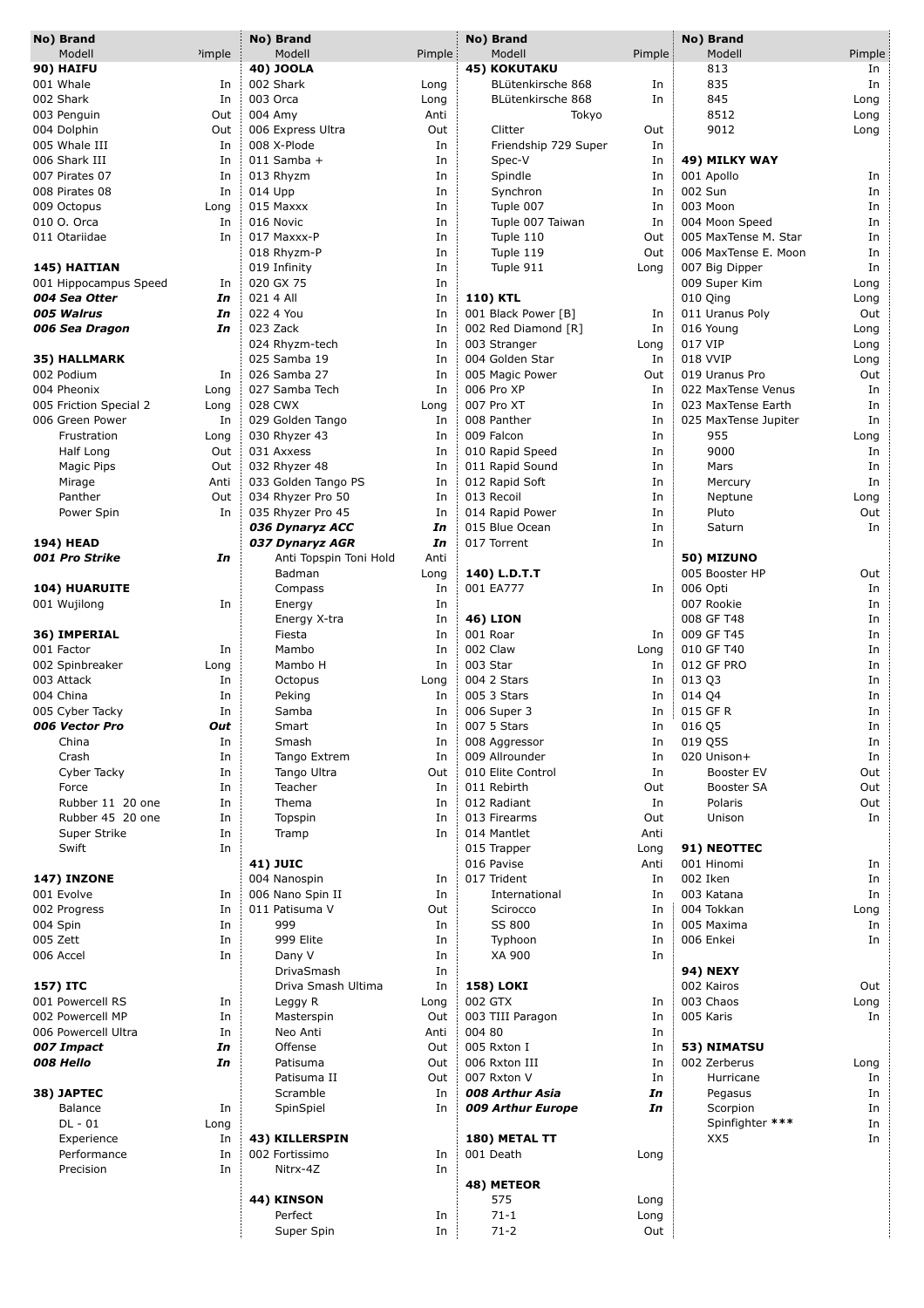| No) Brand Modell | Pimple |
| --- | --- |
| **90) HAIFU** | |
| 001 Whale | In |
| 002 Shark | In |
| 003 Penguin | Out |
| 004 Dolphin | Out |
| 005 Whale III | In |
| 006 Shark III | In |
| 007 Pirates 07 | In |
| 008 Pirates 08 | In |
| 009 Octopus | Long |
| 010 O. Orca | In |
| 011 Otariidae | In |
| **145) HAITIAN** | |
| 001 Hippocampus Speed | In |
| ***004 Sea Otter*** | ***In*** |
| ***005 Walrus*** | ***In*** |
| ***006 Sea Dragon*** | ***In*** |
| **35) HALLMARK** | |
| 002 Podium | In |
| 004 Pheonix | Long |
| 005 Friction Special 2 | Long |
| 006 Green Power | In |
| Frustration | Long |
| Half Long | Out |
| Magic Pips | Out |
| Mirage | Anti |
| Panther | Out |
| Power Spin | In |
| **194) HEAD** | |
| ***001 Pro Strike*** | ***In*** |
| **104) HUARUITE** | |
| 001 Wujilong | In |
| **36) IMPERIAL** | |
| 001 Factor | In |
| 002 Spinbreaker | Long |
| 003 Attack | In |
| 004 China | In |
| 005 Cyber Tacky | In |
| ***006 Vector Pro*** | ***Out*** |
| China | In |
| Crash | In |
| Cyber Tacky | In |
| Force | In |
| Rubber 11 20 one | In |
| Rubber 45 20 one | In |
| Super Strike | In |
| Swift | In |
| **147) INZONE** | |
| 001 Evolve | In |
| 002 Progress | In |
| 004 Spin | In |
| 005 Zett | In |
| 006 Accel | In |
| **157) ITC** | |
| 001 Powercell RS | In |
| 002 Powercell MP | In |
| 006 Powercell Ultra | In |
| ***007 Impact*** | ***In*** |
| ***008 Hello*** | ***In*** |
| **38) JAPTEC** | |
| Balance | In |
| DL - 01 | Long |
| Experience | In |
| Performance | In |
| Precision | In |

| No) Brand Modell | Pimple |
| --- | --- |
| **40) JOOLA** | |
| 002 Shark | Long |
| 003 Orca | Long |
| 004 Amy | Anti |
| 006 Express Ultra | Out |
| 008 X-Plode | In |
| 011 Samba + | In |
| 013 Rhyzm | In |
| 014 Upp | In |
| 015 Maxxx | In |
| 016 Novic | In |
| 017 Maxxx-P | In |
| 018 Rhyzm-P | In |
| 019 Infinity | In |
| 020 GX 75 | In |
| 021 4 All | In |
| 022 4 You | In |
| 023 Zack | In |
| 024 Rhyzm-tech | In |
| 025 Samba 19 | In |
| 026 Samba 27 | In |
| 027 Samba Tech | In |
| 028 CWX | Long |
| 029 Golden Tango | In |
| 030 Rhyzer 43 | In |
| 031 Axxess | In |
| 032 Rhyzer 48 | In |
| 033 Golden Tango PS | In |
| 034 Rhyzer Pro 50 | In |
| 035 Rhyzer Pro 45 | In |
| ***036 Dynaryz ACC*** | ***In*** |
| ***037 Dynaryz AGR*** | ***In*** |
| Anti Topspin Toni Hold | Anti |
| Badman | Long |
| Compass | In |
| Energy | In |
| Energy X-tra | In |
| Fiesta | In |
| Mambo | In |
| Mambo H | In |
| Octopus | Long |
| Peking | In |
| Samba | In |
| Smart | In |
| Smash | In |
| Tango Extrem | In |
| Tango Ultra | Out |
| Teacher | In |
| Thema | In |
| Topspin | In |
| Tramp | In |
| **41) JUIC** | |
| 004 Nanospin | In |
| 006 Nano Spin II | In |
| 011 Patisuma V | Out |
| 999 | In |
| 999 Elite | In |
| Dany V | In |
| DrivaSmash | In |
| Driva Smash Ultima | In |
| Leggy R | Long |
| Masterspin | Out |
| Neo Anti | Anti |
| Offense | Out |
| Patisuma | Out |
| Patisuma II | Out |
| Scramble | In |
| SpinSpiel | In |
| **43) KILLERSPIN** | |
| 002 Fortissimo | In |
| Nitrx-4Z | In |
| **44) KINSON** | |
| Perfect | In |
| Super Spin | In |

| No) Brand Modell | Pimple |
| --- | --- |
| **45) KOKUTAKU** | |
| BLütenkirsche 868 | In |
| BLütenkirsche 868 Tokyo | In |
| Clitter | Out |
| Friendship 729 Super | In |
| Spec-V | In |
| Spindle | In |
| Synchron | In |
| Tuple 007 | In |
| Tuple 007 Taiwan | In |
| Tuple 110 | Out |
| Tuple 119 | Out |
| Tuple 911 | Long |
| **110) KTL** | |
| 001 Black Power [B] | In |
| 002 Red Diamond [R] | In |
| 003 Stranger | Long |
| 004 Golden Star | In |
| 005 Magic Power | Out |
| 006 Pro XP | In |
| 007 Pro XT | In |
| 008 Panther | In |
| 009 Falcon | In |
| 010 Rapid Speed | In |
| 011 Rapid Sound | In |
| 012 Rapid Soft | In |
| 013 Recoil | In |
| 014 Rapid Power | In |
| 015 Blue Ocean | In |
| 017 Torrent | In |
| **140) L.D.T.T** | |
| 001 EA777 | In |
| **46) LION** | |
| 001 Roar | In |
| 002 Claw | Long |
| 003 Star | In |
| 004 2 Stars | In |
| 005 3 Stars | In |
| 006 Super 3 | In |
| 007 5 Stars | In |
| 008 Aggressor | In |
| 009 Allrounder | In |
| 010 Elite Control | In |
| 011 Rebirth | Out |
| 012 Radiant | In |
| 013 Firearms | Out |
| 014 Mantlet | Anti |
| 015 Trapper | Long |
| 016 Pavise | Anti |
| 017 Trident | In |
| International | In |
| Scirocco | In |
| SS 800 | In |
| Typhoon | In |
| XA 900 | In |
| **158) LOKI** | |
| 002 GTX | In |
| 003 TIII Paragon | In |
| 004 80 | In |
| 005 Rxton I | In |
| 006 Rxton III | In |
| 007 Rxton V | In |
| ***008 Arthur Asia*** | ***In*** |
| ***009 Arthur Europe*** | ***In*** |
| **180) METAL TT** | |
| 001 Death | Long |
| **48) METEOR** | |
| 575 | Long |
| 71-1 | Long |
| 71-2 | Out |

| No) Brand Modell | Pimple |
| --- | --- |
| 813 | In |
| 835 | In |
| 845 | Long |
| 8512 | Long |
| 9012 | Long |
| **49) MILKY WAY** | |
| 001 Apollo | In |
| 002 Sun | In |
| 003 Moon | In |
| 004 Moon Speed | In |
| 005 MaxTense M. Star | In |
| 006 MaxTense E. Moon | In |
| 007 Big Dipper | In |
| 009 Super Kim | Long |
| 010 Qing | Long |
| 011 Uranus Poly | Out |
| 016 Young | Long |
| 017 VIP | Long |
| 018 VVIP | Long |
| 019 Uranus Pro | Out |
| 022 MaxTense Venus | In |
| 023 MaxTense Earth | In |
| 025 MaxTense Jupiter | In |
| 955 | Long |
| 9000 | In |
| Mars | In |
| Mercury | In |
| Neptune | Long |
| Pluto | Out |
| Saturn | In |
| **50) MIZUNO** | |
| 005 Booster HP | Out |
| 006 Opti | In |
| 007 Rookie | In |
| 008 GF T48 | In |
| 009 GF T45 | In |
| 010 GF T40 | In |
| 012 GF PRO | In |
| 013 Q3 | In |
| 014 Q4 | In |
| 015 GF R | In |
| 016 Q5 | In |
| 019 Q5S | In |
| 020 Unison+ | In |
| Booster EV | Out |
| Booster SA | Out |
| Polaris | Out |
| Unison | In |
| **91) NEOTTEC** | |
| 001 Hinomi | In |
| 002 Iken | In |
| 003 Katana | In |
| 004 Tokkan | Long |
| 005 Maxima | In |
| 006 Enkei | In |
| **94) NEXY** | |
| 002 Kairos | Out |
| 003 Chaos | Long |
| 005 Karis | In |
| **53) NIMATSU** | |
| 002 Zerberus | Long |
| Hurricane | In |
| Pegasus | In |
| Scorpion | In |
| Spinfighter *** | In |
| XX5 | In |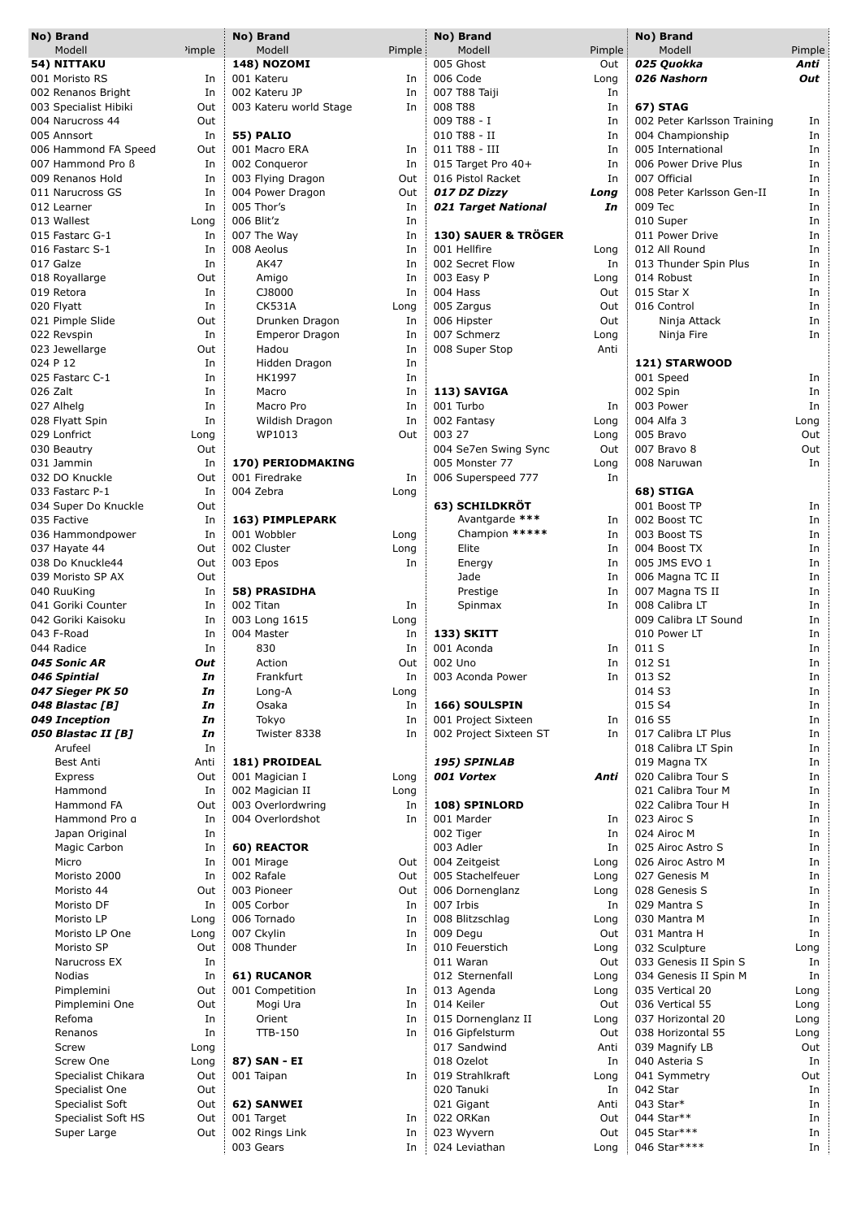| No) Brand Modell | Pimple |
|---|---|
| **54) NITTAKU** | |
| 001 Moristo RS | In |
| 002 Renanos Bright | In |
| 003 Specialist Hibiki | Out |
| 004 Narucross 44 | Out |
| 005 Annsort | In |
| 006 Hammond FA Speed | Out |
| 007 Hammond Pro ß | In |
| 009 Renanos Hold | In |
| 011 Narucross GS | In |
| 012 Learner | In |
| 013 Wallest | Long |
| 015 Fastarc G-1 | In |
| 016 Fastarc S-1 | In |
| 017 Galze | In |
| 018 Royallarge | Out |
| 019 Retora | In |
| 020 Flyatt | In |
| 021 Pimple Slide | Out |
| 022 Revspin | In |
| 023 Jewellarge | Out |
| 024 P 12 | In |
| 025 Fastarc C-1 | In |
| 026 Zalt | In |
| 027 Alhelg | In |
| 028 Flyatt Spin | In |
| 029 Lonfrict | Long |
| 030 Beautry | Out |
| 031 Jammin | In |
| 032 DO Knuckle | Out |
| 033 Fastarc P-1 | In |
| 034 Super Do Knuckle | Out |
| 035 Factive | In |
| 036 Hammondpower | In |
| 037 Hayate 44 | Out |
| 038 Do Knuckle44 | Out |
| 039 Moristo SP AX | Out |
| 040 RuuKing | In |
| 041 Goriki Counter | In |
| 042 Goriki Kaisoku | In |
| 043 F-Road | In |
| 044 Radice | In |
| ***045 Sonic AR*** | ***Out*** |
| ***046 Spintial*** | ***In*** |
| ***047 Sieger PK 50*** | ***In*** |
| ***048 Blastac [B]*** | ***In*** |
| ***049 Inception*** | ***In*** |
| ***050 Blastac II [B]*** | ***In*** |
| Arufeel | In |
| Best Anti | Anti |
| Express | Out |
| Hammond | In |
| Hammond FA | Out |
| Hammond Pro α | In |
| Japan Original | In |
| Magic Carbon | In |
| Micro | In |
| Moristo 2000 | In |
| Moristo 44 | Out |
| Moristo DF | In |
| Moristo LP | Long |
| Moristo LP One | Long |
| Moristo SP | Out |
| Narucross EX | In |
| Nodias | In |
| Pimplemini | Out |
| Pimplemini One | Out |
| Refoma | In |
| Renanos | In |
| Screw | Long |
| Screw One | Long |
| Specialist Chikara | Out |
| Specialist One | Out |
| Specialist Soft | Out |
| Specialist Soft HS | Out |
| Super Large | Out |

| No) Brand Modell | Pimple |
|---|---|
| **148) NOZOMI** | |
| 001 Kateru | In |
| 002 Kateru JP | In |
| 003 Kateru world Stage | In |
| **55) PALIO** | |
| 001 Macro ERA | In |
| 002 Conqueror | In |
| 003 Flying Dragon | Out |
| 004 Power Dragon | Out |
| 005 Thor's | In |
| 006 Blit'z | In |
| 007 The Way | In |
| 008 Aeolus | In |
| AK47 | In |
| Amigo | In |
| CJ8000 | In |
| CK531A | Long |
| Drunken Dragon | In |
| Emperor Dragon | In |
| Hadou | In |
| Hidden Dragon | In |
| HK1997 | In |
| Macro | In |
| Macro Pro | In |
| Wildish Dragon | In |
| WP1013 | Out |
| **170) PERIODMAKING** | |
| 001 Firedrake | In |
| 004 Zebra | Long |
| **163) PIMPLEPARK** | |
| 001 Wobbler | Long |
| 002 Cluster | Long |
| 003 Epos | In |
| **58) PRASIDHA** | |
| 002 Titan | In |
| 003 Long 1615 | Long |
| 004 Master | In |
| 830 | In |
| Action | Out |
| Frankfurt | In |
| Long-A | Long |
| Osaka | In |
| Tokyo | In |
| Twister 8338 | In |
| **181) PROIDEAL** | |
| 001 Magician I | Long |
| 002 Magician II | Long |
| 003 Overlordwring | In |
| 004 Overlordshot | In |
| **60) REACTOR** | |
| 001 Mirage | Out |
| 002 Rafale | Out |
| 003 Pioneer | Out |
| 005 Corbor | In |
| 006 Tornado | In |
| 007 Ckylin | In |
| 008 Thunder | In |
| **61) RUCANOR** | |
| 001 Competition | In |
| Mogi Ura | In |
| Orient | In |
| TTB-150 | In |
| **87) SAN - EI** | |
| 001 Taipan | In |
| **62) SANWEI** | |
| 001 Target | In |
| 002 Rings Link | In |
| 003 Gears | In |

| No) Brand Modell | Pimple |
|---|---|
| 005 Ghost | Out |
| 006 Code | Long |
| 007 T88 Taiji | In |
| 008 T88 | In |
| 009 T88 - I | In |
| 010 T88 - II | In |
| 011 T88 - III | In |
| 015 Target Pro 40+ | In |
| 016 Pistol Racket | In |
| ***017 DZ Dizzy*** | ***Long*** |
| ***021 Target National*** | ***In*** |
| **130) SAUER & TRÖGER** | |
| 001 Hellfire | Long |
| 002 Secret Flow | In |
| 003 Easy P | Long |
| 004 Hass | Out |
| 005 Zargus | Out |
| 006 Hipster | Out |
| 007 Schmerz | Long |
| 008 Super Stop | Anti |
| **113) SAVIGA** | |
| 001 Turbo | In |
| 002 Fantasy | Long |
| 003 27 | Long |
| 004 Se7en Swing Sync | Out |
| 005 Monster 77 | Long |
| 006 Superspeed 777 | In |
| **63) SCHILDKRÖT** | |
| Avantgarde *** | In |
| Champion ***** | In |
| Elite | In |
| Energy | In |
| Jade | In |
| Prestige | In |
| Spinmax | In |
| **133) SKITT** | |
| 001 Aconda | In |
| 002 Uno | In |
| 003 Aconda Power | In |
| **166) SOULSPIN** | |
| 001 Project Sixteen | In |
| 002 Project Sixteen ST | In |
| ***195) SPINLAB*** | |
| ***001 Vortex*** | ***Anti*** |
| **108) SPINLORD** | |
| 001 Marder | In |
| 002 Tiger | In |
| 003 Adler | In |
| 004 Zeitgeist | Long |
| 005 Stachelfeuer | Long |
| 006 Dornenglanz | Long |
| 007 Irbis | In |
| 008 Blitzschlag | Long |
| 009 Degu | Out |
| 010 Feuerstich | Long |
| 011 Waran | Out |
| 012 Sternenfall | Long |
| 013 Agenda | Long |
| 014 Keiler | Out |
| 015 Dornenglanz II | Long |
| 016 Gipfelsturm | Out |
| 017 Sandwind | Anti |
| 018 Ozelot | In |
| 019 Strahlkraft | Long |
| 020 Tanuki | In |
| 021 Gigant | Anti |
| 022 ORKan | Out |
| 023 Wyvern | Out |
| 024 Leviathan | Long |

| No) Brand Modell | Pimple |
|---|---|
| ***025 Quokka*** | ***Anti*** |
| ***026 Nashorn*** | ***Out*** |
| **67) STAG** | |
| 002 Peter Karlsson Training | In |
| 004 Championship | In |
| 005 International | In |
| 006 Power Drive Plus | In |
| 007 Official | In |
| 008 Peter Karlsson Gen-II | In |
| 009 Tec | In |
| 010 Super | In |
| 011 Power Drive | In |
| 012 All Round | In |
| 013 Thunder Spin Plus | In |
| 014 Robust | In |
| 015 Star X | In |
| 016 Control | In |
| Ninja Attack | In |
| Ninja Fire | In |
| **121) STARWOOD** | |
| 001 Speed | In |
| 002 Spin | In |
| 003 Power | In |
| 004 Alfa 3 | Long |
| 005 Bravo | Out |
| 007 Bravo 8 | Out |
| 008 Naruwan | In |
| **68) STIGA** | |
| 001 Boost TP | In |
| 002 Boost TC | In |
| 003 Boost TS | In |
| 004 Boost TX | In |
| 005 JMS EVO 1 | In |
| 006 Magna TC II | In |
| 007 Magna TS II | In |
| 008 Calibra LT | In |
| 009 Calibra LT Sound | In |
| 010 Power LT | In |
| 011 S | In |
| 012 S1 | In |
| 013 S2 | In |
| 014 S3 | In |
| 015 S4 | In |
| 016 S5 | In |
| 017 Calibra LT Plus | In |
| 018 Calibra LT Spin | In |
| 019 Magna TX | In |
| 020 Calibra Tour S | In |
| 021 Calibra Tour M | In |
| 022 Calibra Tour H | In |
| 023 Airoc S | In |
| 024 Airoc M | In |
| 025 Airoc Astro S | In |
| 026 Airoc Astro M | In |
| 027 Genesis M | In |
| 028 Genesis S | In |
| 029 Mantra S | In |
| 030 Mantra M | In |
| 031 Mantra H | In |
| 032 Sculpture | Long |
| 033 Genesis II Spin S | In |
| 034 Genesis II Spin M | In |
| 035 Vertical 20 | Long |
| 036 Vertical 55 | Long |
| 037 Horizontal 20 | Long |
| 038 Horizontal 55 | Long |
| 039 Magnify LB | Out |
| 040 Asteria S | In |
| 041 Symmetry | Out |
| 042 Star | In |
| 043 Star* | In |
| 044 Star** | In |
| 045 Star*** | In |
| 046 Star**** | In |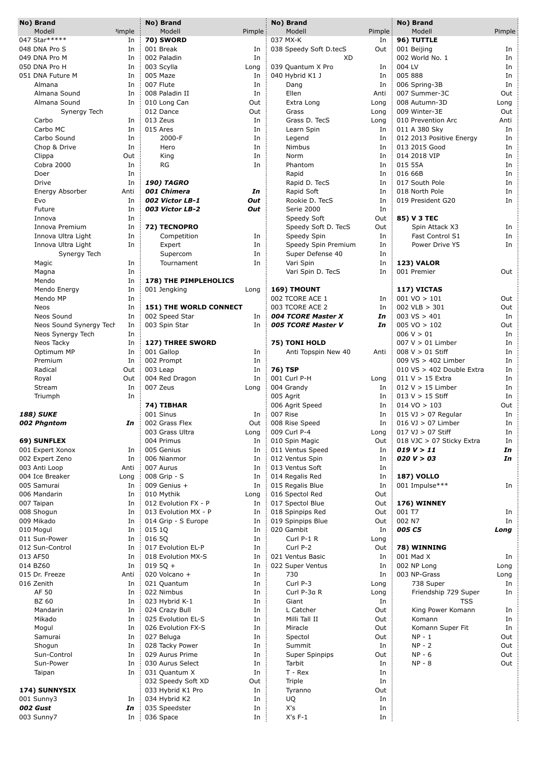| No) Brand Modell | Pimple |
|---|---|
| 047 Star***** | In |
| 048 DNA Pro S | In |
| 049 DNA Pro M | In |
| 050 DNA Pro H | In |
| 051 DNA Future M | In |
| Almana | In |
| Almana Sound | In |
| Almana Sound Synergy Tech | In |
| Carbo | In |
| Carbo MC | In |
| Carbo Sound | In |
| Chop & Drive | In |
| Clippa | Out |
| Cobra 2000 | In |
| Doer | In |
| Drive | In |
| Energy Absorber | Anti |
| Evo | In |
| Future | In |
| Innova | In |
| Innova Premium | In |
| Innova Ultra Light | In |
| Innova Ultra Light Synergy Tech | In |
| Magic | In |
| Magna | In |
| Mendo | In |
| Mendo Energy | In |
| Mendo MP | In |
| Neos | In |
| Neos Sound | In |
| Neos Sound Synergy Tech | In |
| Neos Synergy Tech | In |
| Neos Tacky | In |
| Optimum MP | In |
| Premium | In |
| Radical | Out |
| Royal | Out |
| Stream | In |
| Triumph | In |
| ***188) SUKE*** | |
| ***002 Phgntom*** | ***In*** |
| **69) SUNFLEX** | |
| 001 Expert Xonox | In |
| 002 Expert Zeno | In |
| 003 Anti Loop | Anti |
| 004 Ice Breaker | Long |
| 005 Samurai | In |
| 006 Mandarin | In |
| 007 Taipan | In |
| 008 Shogun | In |
| 009 Mikado | In |
| 010 Mogul | In |
| 011 Sun-Power | In |
| 012 Sun-Control | In |
| 013 AF50 | In |
| 014 BZ60 | In |
| 015 Dr. Freeze | Anti |
| 016 Zenith | In |
| AF 50 | In |
| BZ 60 | In |
| Mandarin | In |
| Mikado | In |
| Mogul | In |
| Samurai | In |
| Shogun | In |
| Sun-Control | In |
| Sun-Power | In |
| Taipan | In |
| **174) SUNNYSIX** | |
| 001 Sunny3 | In |
| ***002 Gust*** | ***In*** |
| 003 Sunny7 | In |

| No) Brand Modell | Pimple |
|---|---|
| **70) SWORD** | |
| 001 Break | In |
| 002 Paladin | In |
| 003 Scylla | Long |
| 005 Maze | In |
| 007 Flute | In |
| 008 Paladin II | In |
| 010 Long Can | Out |
| 012 Dance | Out |
| 013 Zeus | In |
| 015 Ares | In |
| 2000-F | In |
| Hero | In |
| King | In |
| RG | In |
| ***190) TAGRO*** | |
| ***001 Chimera*** | ***In*** |
| ***002 Victor LB-1*** | ***Out*** |
| ***003 Victor LB-2*** | ***Out*** |
| **72) TECNOPRO** | |
| Competition | In |
| Expert | In |
| Supercom | In |
| Tournament | In |
| **178) THE PIMPLEHOLICS** | |
| 001 Jengking | Long |
| **151) THE WORLD CONNECT** | |
| 002 Speed Star | In |
| 003 Spin Star | In |
| **127) THREE SWORD** | |
| 001 Gallop | In |
| 002 Prompt | In |
| 003 Leap | In |
| 004 Red Dragon | In |
| 007 Zeus | Long |
| **74) TIBHAR** | |
| 001 Sinus | In |
| 002 Grass Flex | Out |
| 003 Grass Ultra | Long |
| 004 Primus | In |
| 005 Genius | In |
| 006 Nianmor | In |
| 007 Aurus | In |
| 008 Grip - S | In |
| 009 Genius + | In |
| 010 Mythik | Long |
| 012 Evolution FX - P | In |
| 013 Evolution MX - P | In |
| 014 Grip - S Europe | In |
| 015 1Q | In |
| 016 5Q | In |
| 017 Evolution EL-P | In |
| 018 Evolution MX-S | In |
| 019 5Q + | In |
| 020 Volcano + | In |
| 021 Quantum | In |
| 022 Nimbus | In |
| 023 Hybrid K-1 | In |
| 024 Crazy Bull | In |
| 025 Evolution EL-S | In |
| 026 Evolution FX-S | In |
| 027 Beluga | In |
| 028 Tacky Power | In |
| 029 Aurus Prime | In |
| 030 Aurus Select | In |
| 031 Quantum X | In |
| 032 Speedy Soft XD | Out |
| 033 Hybrid K1 Pro | In |
| 034 Hybrid K2 | In |
| 035 Speedster | In |
| 036 Space | In |

| No) Brand Modell | Pimple |
|---|---|
| 037 MX-K | In |
| 038 Speedy Soft D.tecS XD | Out |
| 039 Quantum X Pro | In |
| 040 Hybrid K1 J | In |
| Dang | In |
| Ellen | Anti |
| Extra Long | Long |
| Grass | Long |
| Grass D. TecS | Long |
| Learn Spin | In |
| Legend | In |
| Nimbus | In |
| Norm | In |
| Phantom | In |
| Rapid | In |
| Rapid D. TecS | In |
| Rapid Soft | In |
| Rookie D. TecS | In |
| Serie 2000 | In |
| Speedy Soft | Out |
| Speedy Soft D. TecS | Out |
| Speedy Spin | In |
| Speedy Spin Premium | In |
| Super Defense 40 | In |
| Vari Spin | In |
| Vari Spin D. TecS | In |
| **169) TMOUNT** | |
| 002 TCORE ACE 1 | In |
| 003 TCORE ACE 2 | In |
| ***004 TCORE Master X*** | ***In*** |
| ***005 TCORE Master V*** | ***In*** |
| **75) TONI HOLD** | |
| Anti Topspin New 40 | Anti |
| **76) TSP** | |
| 001 Curl P-H | Long |
| 004 Grandy | In |
| 005 Agrit | In |
| 006 Agrit Speed | In |
| 007 Rise | In |
| 008 Rise Speed | In |
| 009 Curl P-4 | Long |
| 010 Spin Magic | Out |
| 011 Ventus Speed | In |
| 012 Ventus Spin | In |
| 013 Ventus Soft | In |
| 014 Regalis Red | In |
| 015 Regalis Blue | In |
| 016 Spectol Red | Out |
| 017 Spectol Blue | Out |
| 018 Spinpips Red | Out |
| 019 Spinpips Blue | Out |
| 020 Gambit | In |
| Curl P-1 R | Long |
| Curl P-2 | Out |
| 021 Ventus Basic | In |
| 022 Super Ventus | In |
| 730 | In |
| Curl P-3 | Long |
| Curl P-3α R | Long |
| Giant | In |
| L Catcher | Out |
| Milli Tall II | Out |
| Miracle | Out |
| Spectol | Out |
| Summit | In |
| Super Spinpips | Out |
| Tarbit | In |
| T - Rex | In |
| Triple | In |
| Tyranno | Out |
| UQ | In |
| X's | In |
| X's F-1 | In |

| No) Brand Modell | Pimple |
|---|---|
| **96) TUTTLE** | |
| 001 Beijing | In |
| 002 World No. 1 | In |
| 004 LV | In |
| 005 888 | In |
| 006 Spring-3B | In |
| 007 Summer-3C | Out |
| 008 Autumn-3D | Long |
| 009 Winter-3E | Out |
| 010 Prevention Arc | Anti |
| 011 A 380 Sky | In |
| 012 2013 Positive Energy | In |
| 013 2015 Good | In |
| 014 2018 VIP | In |
| 015 55A | In |
| 016 66B | In |
| 017 South Pole | In |
| 018 North Pole | In |
| 019 President G20 | In |
| **85) V 3 TEC** | |
| Spin Attack X3 | In |
| Fast Control S1 | In |
| Power Drive Y5 | In |
| **123) VALOR** | |
| 001 Premier | Out |
| **117) VICTAS** | |
| 001 VO > 101 | Out |
| 002 VLB > 301 | Out |
| 003 VS > 401 | In |
| 005 VO > 102 | Out |
| 006 V > 01 | In |
| 007 V > 01 Limber | In |
| 008 V > 01 Stiff | In |
| 009 VS > 402 Limber | In |
| 010 VS > 402 Double Extra | In |
| 011 V > 15 Extra | In |
| 012 V > 15 Limber | In |
| 013 V > 15 Stiff | In |
| 014 VO > 103 | Out |
| 015 VJ > 07 Regular | In |
| 016 VJ > 07 Limber | In |
| 017 VJ > 07 Stiff | In |
| 018 VJC > 07 Sticky Extra | In |
| ***019 V > 11*** | ***In*** |
| ***020 V > 03*** | ***In*** |
| **187) VOLLO** | |
| 001 Impulse*** | In |
| **176) WINNEY** | |
| 001 T7 | In |
| 002 N7 | In |
| ***005 C5*** | ***Long*** |
| **78) WINNING** | |
| 001 Mad X | In |
| 002 NP Long | Long |
| 003 NP-Grass | Long |
| 738 Super | In |
| Friendship 729 Super TSS | In |
| King Power Komann | In |
| Komann | In |
| Komann Super Fit | In |
| NP - 1 | Out |
| NP - 2 | Out |
| NP - 6 | Out |
| NP - 8 | Out |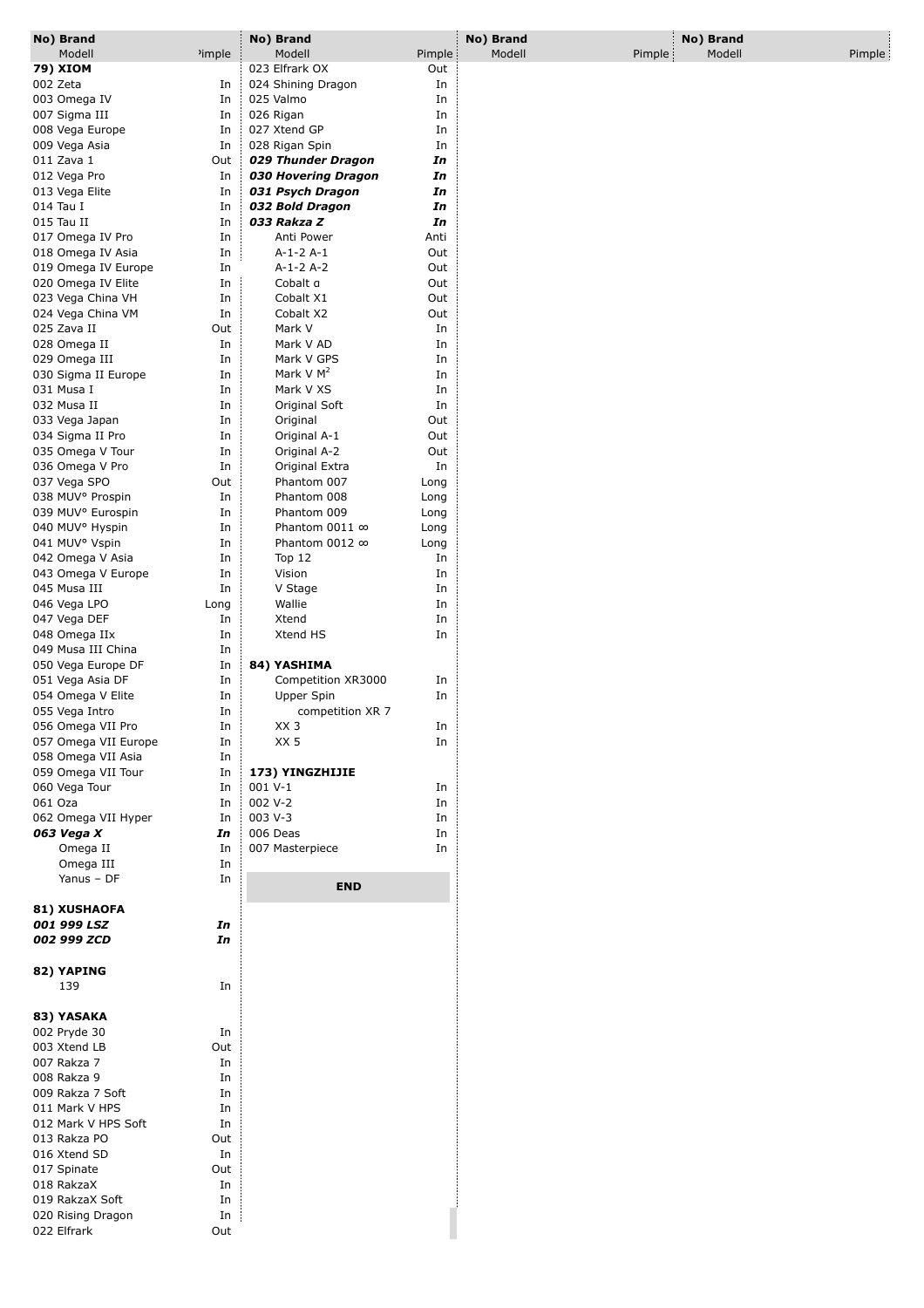| No) Brand Modell | Pimple |
|---|---|
| **79) XIOM** | |
| 002 Zeta | In |
| 003 Omega IV | In |
| 007 Sigma III | In |
| 008 Vega Europe | In |
| 009 Vega Asia | In |
| 011 Zava 1 | Out |
| 012 Vega Pro | In |
| 013 Vega Elite | In |
| 014 Tau I | In |
| 015 Tau II | In |
| 017 Omega IV Pro | In |
| 018 Omega IV Asia | In |
| 019 Omega IV Europe | In |
| 020 Omega IV Elite | In |
| 023 Vega China VH | In |
| 024 Vega China VM | In |
| 025 Zava II | Out |
| 028 Omega II | In |
| 029 Omega III | In |
| 030 Sigma II Europe | In |
| 031 Musa I | In |
| 032 Musa II | In |
| 033 Vega Japan | In |
| 034 Sigma II Pro | In |
| 035 Omega V Tour | In |
| 036 Omega V Pro | In |
| 037 Vega SPO | Out |
| 038 MUV° Prospin | In |
| 039 MUV° Eurospin | In |
| 040 MUV° Hyspin | In |
| 041 MUV° Vspin | In |
| 042 Omega V Asia | In |
| 043 Omega V Europe | In |
| 045 Musa III | In |
| 046 Vega LPO | Long |
| 047 Vega DEF | In |
| 048 Omega IIx | In |
| 049 Musa III China | In |
| 050 Vega Europe DF | In |
| 051 Vega Asia DF | In |
| 054 Omega V Elite | In |
| 055 Vega Intro | In |
| 056 Omega VII Pro | In |
| 057 Omega VII Europe | In |
| 058 Omega VII Asia | In |
| 059 Omega VII Tour | In |
| 060 Vega Tour | In |
| 061 Oza | In |
| 062 Omega VII Hyper | In |
| ***063 Vega X*** | ***In*** |
| Omega II | In |
| Omega III | In |
| Yanus – DF | In |
| | |
| **81) XUSHAOFA** | |
| ***001 999 LSZ*** | ***In*** |
| ***002 999 ZCD*** | ***In*** |
| | |
| **82) YAPING** | |
| 139 | In |
| | |
| **83) YASAKA** | |
| 002 Pryde 30 | In |
| 003 Xtend LB | Out |
| 007 Rakza 7 | In |
| 008 Rakza 9 | In |
| 009 Rakza 7 Soft | In |
| 011 Mark V HPS | In |
| 012 Mark V HPS Soft | In |
| 013 Rakza PO | Out |
| 016 Xtend SD | In |
| 017 Spinate | Out |
| 018 RakzaX | In |
| 019 RakzaX Soft | In |
| 020 Rising Dragon | In |
| 022 Elfrark | Out |
| 023 Elfrark OX | Out |
| 024 Shining Dragon | In |
| 025 Valmo | In |
| 026 Rigan | In |
| 027 Xtend GP | In |
| 028 Rigan Spin | In |
| ***029 Thunder Dragon*** | ***In*** |
| ***030 Hovering Dragon*** | ***In*** |
| ***031 Psych Dragon*** | ***In*** |
| ***032 Bold Dragon*** | ***In*** |
| ***033 Rakza Z*** | ***In*** |
| Anti Power | Anti |
| A-1-2 A-1 | Out |
| A-1-2 A-2 | Out |
| Cobalt α | Out |
| Cobalt X1 | Out |
| Cobalt X2 | Out |
| Mark V | In |
| Mark V AD | In |
| Mark V GPS | In |
| Mark V $M^2$ | In |
| Mark V XS | In |
| Original Soft | In |
| Original | Out |
| Original A-1 | Out |
| Original A-2 | Out |
| Original Extra | In |
| Phantom 007 | Long |
| Phantom 008 | Long |
| Phantom 009 | Long |
| Phantom 0011 ∞ | Long |
| Phantom 0012 ∞ | Long |
| Top 12 | In |
| Vision | In |
| V Stage | In |
| Wallie | In |
| Xtend | In |
| Xtend HS | In |
| | |
| **84) YASHIMA** | |
| Competition XR3000 | In |
| Upper Spin | In |
| competition XR 7 | |
| XX 3 | In |
| XX 5 | In |
| | |
| **173) YINGZHIJIE** | |
| 001 V-1 | In |
| 002 V-2 | In |
| 003 V-3 | In |
| 006 Deas | In |
| 007 Masterpiece | In |

**END**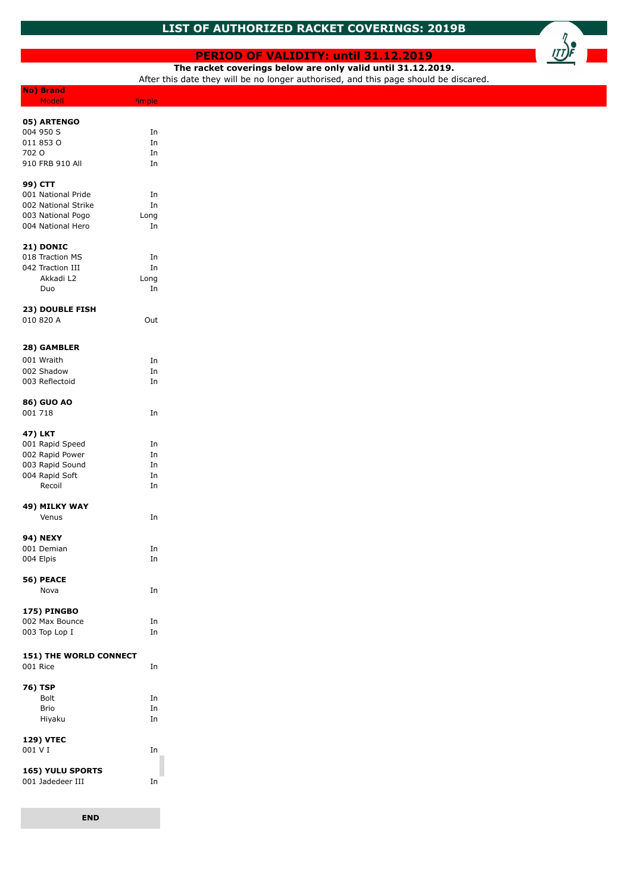# LIST OF AUTHORIZED RACKET COVERINGS: 2019B

## PERIOD OF VALIDITY: until 31.12.2019

**The racket coverings below are only valid until 31.12.2019.**

After this date they will be no longer authorised, and this page should be discared.

| No) Brand Modell | Pimple |
|---|---|
| **05) ARTENGO** | |
| 004 950 S | In |
| 011 853 O | In |
| 702 O | In |
| 910 FRB 910 All | In |
| **99) CTT** | |
| 001 National Pride | In |
| 002 National Strike | In |
| 003 National Pogo | Long |
| 004 National Hero | In |
| **21) DONIC** | |
| 018 Traction MS | In |
| 042 Traction III | In |
| Akkadi L2 | Long |
| Duo | In |
| **23) DOUBLE FISH** | |
| 010 820 A | Out |
| **28) GAMBLER** | |
| 001 Wraith | In |
| 002 Shadow | In |
| 003 Reflectoid | In |
| **86) GUO AO** | |
| 001 718 | In |
| **47) LKT** | |
| 001 Rapid Speed | In |
| 002 Rapid Power | In |
| 003 Rapid Sound | In |
| 004 Rapid Soft | In |
| Recoil | In |
| **49) MILKY WAY** | |
| Venus | In |
| **94) NEXY** | |
| 001 Demian | In |
| 004 Elpis | In |
| **56) PEACE** | |
| Nova | In |
| **175) PINGBO** | |
| 002 Max Bounce | In |
| 003 Top Lop I | In |
| **151) THE WORLD CONNECT** | |
| 001 Rice | In |
| **76) TSP** | |
| Bolt | In |
| Brio | In |
| Hiyaku | In |
| **129) VTEC** | |
| 001 V I | In |
| **165) YULU SPORTS** | |
| 001 Jadedeer III | In |

**END**